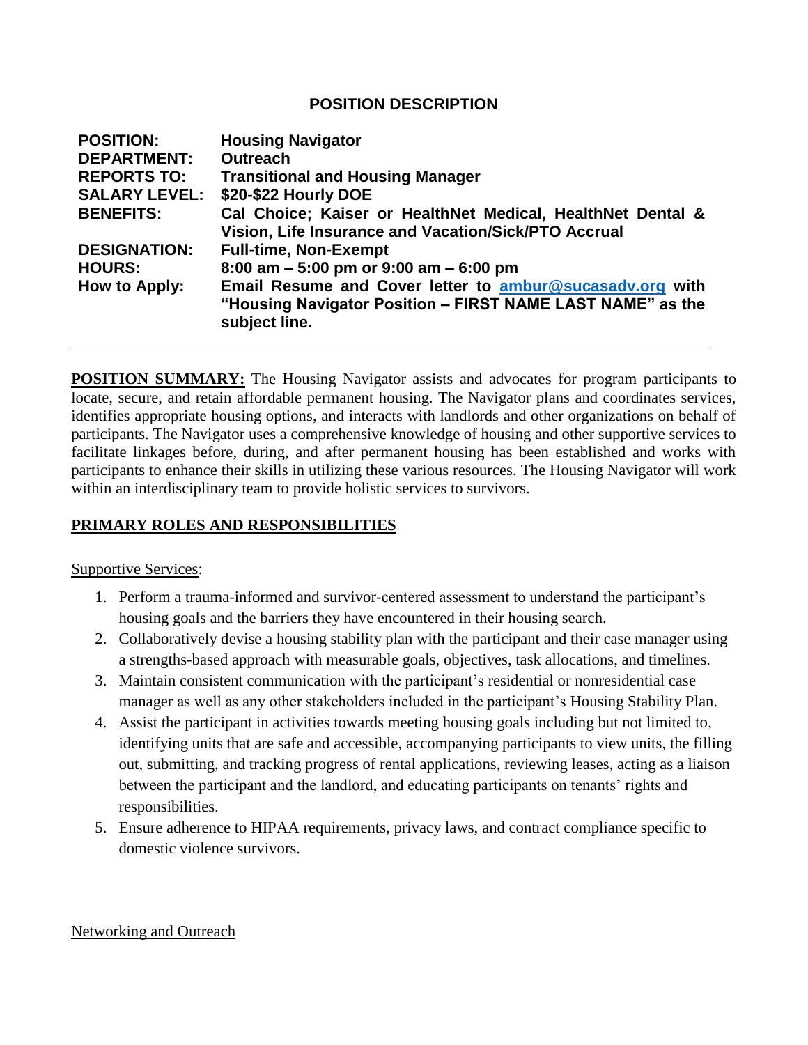## POSITION DESCRIPTION

| | |
|---|---|
| **POSITION:** | **Housing Navigator** |
| **DEPARTMENT:** | **Outreach** |
| **REPORTS TO:** | **Transitional and Housing Manager** |
| **SALARY LEVEL:** | **$20-$22 Hourly DOE** |
| **BENEFITS:** | **Cal Choice; Kaiser or HealthNet Medical, HealthNet Dental & Vision, Life Insurance and Vacation/Sick/PTO Accrual** |
| **DESIGNATION:** | **Full-time, Non-Exempt** |
| **HOURS:** | **8:00 am – 5:00 pm or 9:00 am – 6:00 pm** |
| **How to Apply:** | **Email Resume and Cover letter to [ambur@sucasadv.org](mailto:ambur@sucasadv.org) with "Housing Navigator Position – FIRST NAME LAST NAME" as the subject line.** |

---

**POSITION SUMMARY:** The Housing Navigator assists and advocates for program participants to locate, secure, and retain affordable permanent housing. The Navigator plans and coordinates services, identifies appropriate housing options, and interacts with landlords and other organizations on behalf of participants. The Navigator uses a comprehensive knowledge of housing and other supportive services to facilitate linkages before, during, and after permanent housing has been established and works with participants to enhance their skills in utilizing these various resources. The Housing Navigator will work within an interdisciplinary team to provide holistic services to survivors.

**PRIMARY ROLES AND RESPONSIBILITIES**

Supportive Services:

1. Perform a trauma-informed and survivor-centered assessment to understand the participant's housing goals and the barriers they have encountered in their housing search.
2. Collaboratively devise a housing stability plan with the participant and their case manager using a strengths-based approach with measurable goals, objectives, task allocations, and timelines.
3. Maintain consistent communication with the participant's residential or nonresidential case manager as well as any other stakeholders included in the participant's Housing Stability Plan.
4. Assist the participant in activities towards meeting housing goals including but not limited to, identifying units that are safe and accessible, accompanying participants to view units, the filling out, submitting, and tracking progress of rental applications, reviewing leases, acting as a liaison between the participant and the landlord, and educating participants on tenants' rights and responsibilities.
5. Ensure adherence to HIPAA requirements, privacy laws, and contract compliance specific to domestic violence survivors.

Networking and Outreach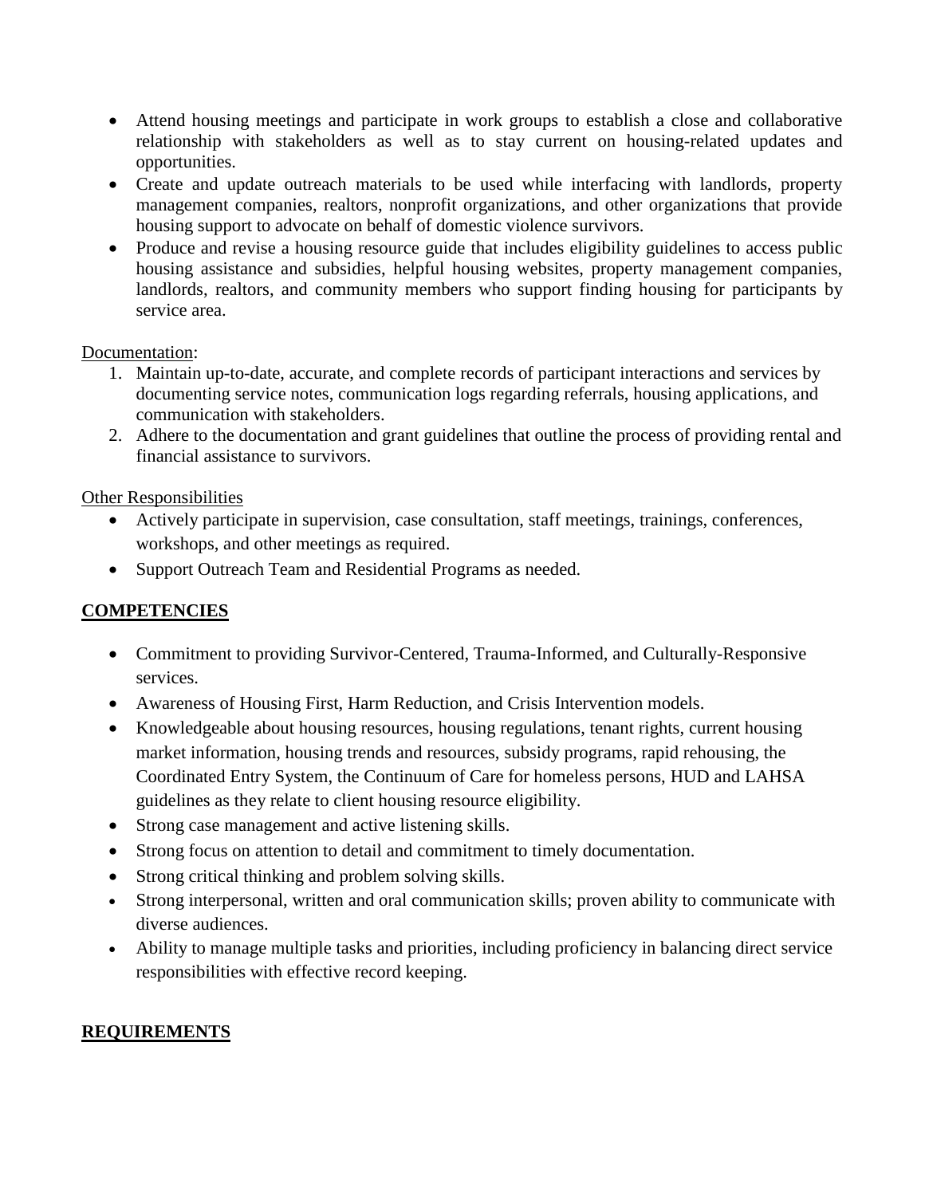- Attend housing meetings and participate in work groups to establish a close and collaborative relationship with stakeholders as well as to stay current on housing-related updates and opportunities.
- Create and update outreach materials to be used while interfacing with landlords, property management companies, realtors, nonprofit organizations, and other organizations that provide housing support to advocate on behalf of domestic violence survivors.
- Produce and revise a housing resource guide that includes eligibility guidelines to access public housing assistance and subsidies, helpful housing websites, property management companies, landlords, realtors, and community members who support finding housing for participants by service area.

<u>Documentation</u>:

1. Maintain up-to-date, accurate, and complete records of participant interactions and services by documenting service notes, communication logs regarding referrals, housing applications, and communication with stakeholders.
2. Adhere to the documentation and grant guidelines that outline the process of providing rental and financial assistance to survivors.

<u>Other Responsibilities</u>

- Actively participate in supervision, case consultation, staff meetings, trainings, conferences, workshops, and other meetings as required.
- Support Outreach Team and Residential Programs as needed.

## <u>**COMPETENCIES**</u>

- Commitment to providing Survivor-Centered, Trauma-Informed, and Culturally-Responsive services.
- Awareness of Housing First, Harm Reduction, and Crisis Intervention models.
- Knowledgeable about housing resources, housing regulations, tenant rights, current housing market information, housing trends and resources, subsidy programs, rapid rehousing, the Coordinated Entry System, the Continuum of Care for homeless persons, HUD and LAHSA guidelines as they relate to client housing resource eligibility.
- Strong case management and active listening skills.
- Strong focus on attention to detail and commitment to timely documentation.
- Strong critical thinking and problem solving skills.
- Strong interpersonal, written and oral communication skills; proven ability to communicate with diverse audiences.
- Ability to manage multiple tasks and priorities, including proficiency in balancing direct service responsibilities with effective record keeping.

## <u>**REQUIREMENTS**</u>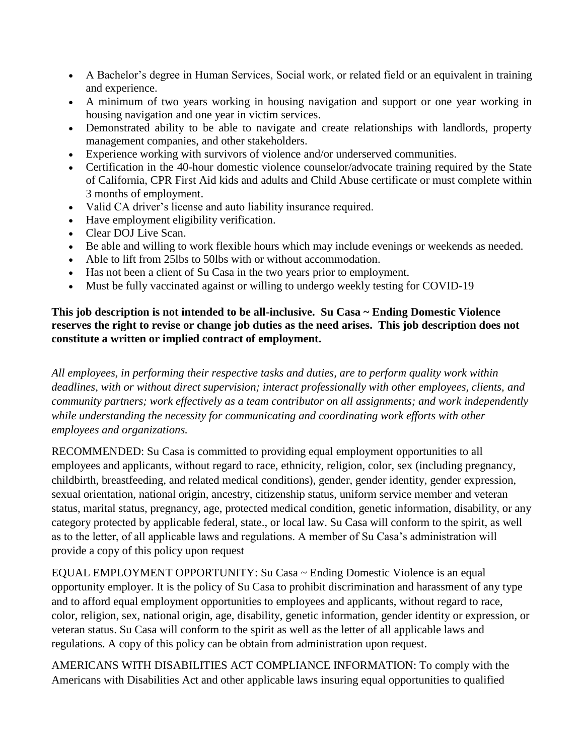- A Bachelor's degree in Human Services, Social work, or related field or an equivalent in training and experience.
- A minimum of two years working in housing navigation and support or one year working in housing navigation and one year in victim services.
- Demonstrated ability to be able to navigate and create relationships with landlords, property management companies, and other stakeholders.
- Experience working with survivors of violence and/or underserved communities.
- Certification in the 40-hour domestic violence counselor/advocate training required by the State of California, CPR First Aid kids and adults and Child Abuse certificate or must complete within 3 months of employment.
- Valid CA driver's license and auto liability insurance required.
- Have employment eligibility verification.
- Clear DOJ Live Scan.
- Be able and willing to work flexible hours which may include evenings or weekends as needed.
- Able to lift from 25lbs to 50lbs with or without accommodation.
- Has not been a client of Su Casa in the two years prior to employment.
- Must be fully vaccinated against or willing to undergo weekly testing for COVID-19

**This job description is not intended to be all-inclusive. Su Casa ~ Ending Domestic Violence reserves the right to revise or change job duties as the need arises. This job description does not constitute a written or implied contract of employment.**

*All employees, in performing their respective tasks and duties, are to perform quality work within deadlines, with or without direct supervision; interact professionally with other employees, clients, and community partners; work effectively as a team contributor on all assignments; and work independently while understanding the necessity for communicating and coordinating work efforts with other employees and organizations.*

RECOMMENDED: Su Casa is committed to providing equal employment opportunities to all employees and applicants, without regard to race, ethnicity, religion, color, sex (including pregnancy, childbirth, breastfeeding, and related medical conditions), gender, gender identity, gender expression, sexual orientation, national origin, ancestry, citizenship status, uniform service member and veteran status, marital status, pregnancy, age, protected medical condition, genetic information, disability, or any category protected by applicable federal, state., or local law. Su Casa will conform to the spirit, as well as to the letter, of all applicable laws and regulations. A member of Su Casa's administration will provide a copy of this policy upon request

EQUAL EMPLOYMENT OPPORTUNITY: Su Casa ~ Ending Domestic Violence is an equal opportunity employer. It is the policy of Su Casa to prohibit discrimination and harassment of any type and to afford equal employment opportunities to employees and applicants, without regard to race, color, religion, sex, national origin, age, disability, genetic information, gender identity or expression, or veteran status. Su Casa will conform to the spirit as well as the letter of all applicable laws and regulations. A copy of this policy can be obtain from administration upon request.

AMERICANS WITH DISABILITIES ACT COMPLIANCE INFORMATION: To comply with the Americans with Disabilities Act and other applicable laws insuring equal opportunities to qualified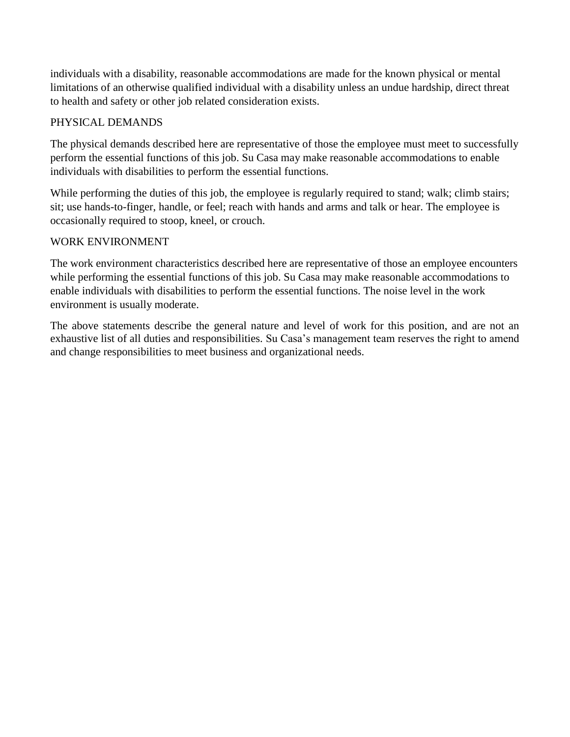individuals with a disability, reasonable accommodations are made for the known physical or mental limitations of an otherwise qualified individual with a disability unless an undue hardship, direct threat to health and safety or other job related consideration exists.

## PHYSICAL DEMANDS

The physical demands described here are representative of those the employee must meet to successfully perform the essential functions of this job. Su Casa may make reasonable accommodations to enable individuals with disabilities to perform the essential functions.

While performing the duties of this job, the employee is regularly required to stand; walk; climb stairs; sit; use hands-to-finger, handle, or feel; reach with hands and arms and talk or hear. The employee is occasionally required to stoop, kneel, or crouch.

## WORK ENVIRONMENT

The work environment characteristics described here are representative of those an employee encounters while performing the essential functions of this job. Su Casa may make reasonable accommodations to enable individuals with disabilities to perform the essential functions. The noise level in the work environment is usually moderate.

The above statements describe the general nature and level of work for this position, and are not an exhaustive list of all duties and responsibilities. Su Casa's management team reserves the right to amend and change responsibilities to meet business and organizational needs.